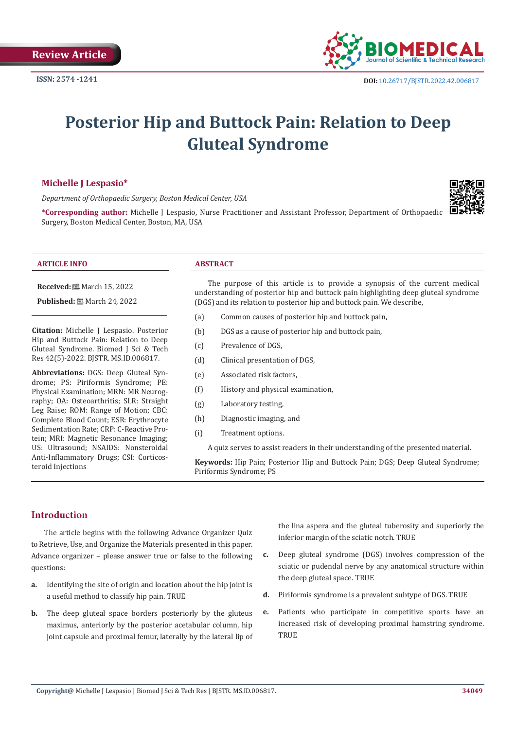Review Article

ISSN: 2574 -1241

DOI: 10.26717/BJSTR.2022.42.006817

# Posterior Hip and Buttock Pain: Relation to Deep Gluteal Syndrome

**Michelle J Lespasio***

*Department of Orthopaedic Surgery, Boston Medical Center, USA*

***Corresponding author:** Michelle J Lespasio, Nurse Practitioner and Assistant Professor, Department of Orthopaedic Surgery, Boston Medical Center, Boston, MA, USA

## ARTICLE INFO

**Received:** March 15, 2022

**Published:** March 24, 2022

**Citation:** Michelle J Lespasio. Posterior Hip and Buttock Pain: Relation to Deep Gluteal Syndrome. Biomed J Sci & Tech Res 42(5)-2022. BJSTR. MS.ID.006817.

**Abbreviations:** DGS: Deep Gluteal Syndrome; PS: Piriformis Syndrome; PE: Physical Examination; MRN: MR Neurography; OA: Osteoarthritis; SLR: Straight Leg Raise; ROM: Range of Motion; CBC: Complete Blood Count; ESR: Erythrocyte Sedimentation Rate; CRP: C-Reactive Protein; MRI: Magnetic Resonance Imaging; US: Ultrasound; NSAIDS: Nonsteroidal Anti-Inflammatory Drugs; CSI: Corticosteroid Injections

## ABSTRACT

The purpose of this article is to provide a synopsis of the current medical understanding of posterior hip and buttock pain highlighting deep gluteal syndrome (DGS) and its relation to posterior hip and buttock pain. We describe,

(a) Common causes of posterior hip and buttock pain,

(b) DGS as a cause of posterior hip and buttock pain,

(c) Prevalence of DGS,

(d) Clinical presentation of DGS,

(e) Associated risk factors,

(f) History and physical examination,

(g) Laboratory testing,

(h) Diagnostic imaging, and

(i) Treatment options.

A quiz serves to assist readers in their understanding of the presented material.

**Keywords:** Hip Pain; Posterior Hip and Buttock Pain; DGS; Deep Gluteal Syndrome; Piriformis Syndrome; PS

## Introduction

The article begins with the following Advance Organizer Quiz to Retrieve, Use, and Organize the Materials presented in this paper. Advance organizer – please answer true or false to the following questions:

a. Identifying the site of origin and location about the hip joint is a useful method to classify hip pain. TRUE

b. The deep gluteal space borders posteriorly by the gluteus maximus, anteriorly by the posterior acetabular column, hip joint capsule and proximal femur, laterally by the lateral lip of the lina aspera and the gluteal tuberosity and superiorly the inferior margin of the sciatic notch. TRUE

c. Deep gluteal syndrome (DGS) involves compression of the sciatic or pudendal nerve by any anatomical structure within the deep gluteal space. TRUE

d. Piriformis syndrome is a prevalent subtype of DGS. TRUE

e. Patients who participate in competitive sports have an increased risk of developing proximal hamstring syndrome. TRUE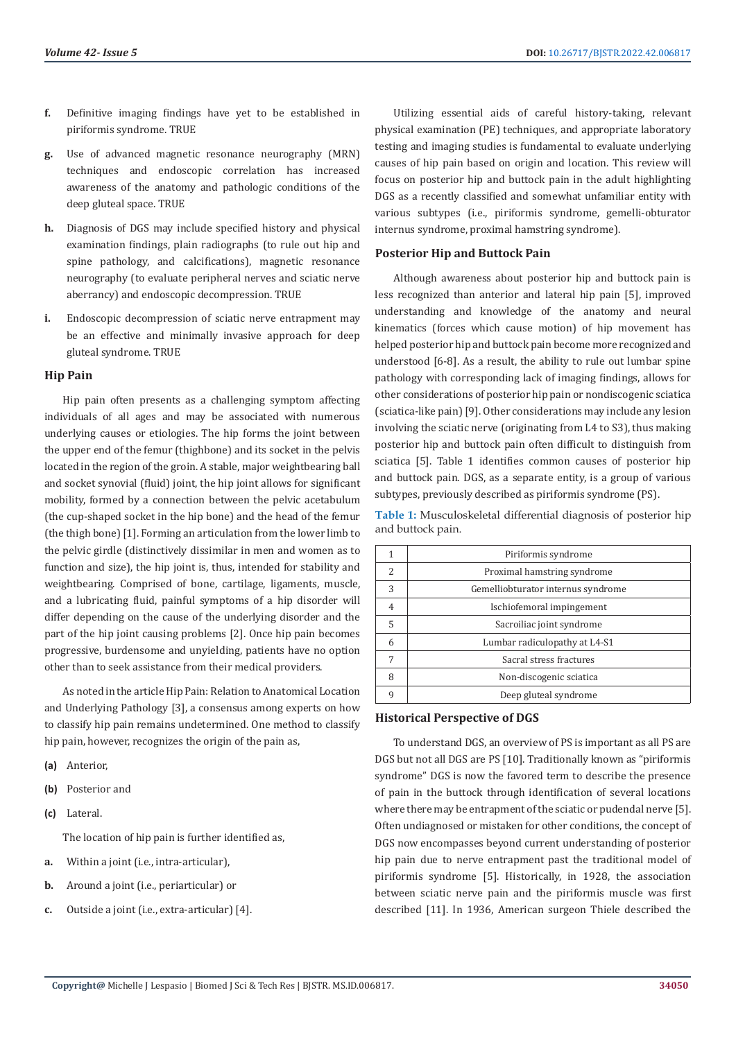f. Definitive imaging findings have yet to be established in piriformis syndrome. TRUE

g. Use of advanced magnetic resonance neurography (MRN) techniques and endoscopic correlation has increased awareness of the anatomy and pathologic conditions of the deep gluteal space. TRUE

h. Diagnosis of DGS may include specified history and physical examination findings, plain radiographs (to rule out hip and spine pathology, and calcifications), magnetic resonance neurography (to evaluate peripheral nerves and sciatic nerve aberrancy) and endoscopic decompression. TRUE

i. Endoscopic decompression of sciatic nerve entrapment may be an effective and minimally invasive approach for deep gluteal syndrome. TRUE

## Hip Pain

Hip pain often presents as a challenging symptom affecting individuals of all ages and may be associated with numerous underlying causes or etiologies. The hip forms the joint between the upper end of the femur (thighbone) and its socket in the pelvis located in the region of the groin. A stable, major weightbearing ball and socket synovial (fluid) joint, the hip joint allows for significant mobility, formed by a connection between the pelvic acetabulum (the cup-shaped socket in the hip bone) and the head of the femur (the thigh bone) [1]. Forming an articulation from the lower limb to the pelvic girdle (distinctively dissimilar in men and women as to function and size), the hip joint is, thus, intended for stability and weightbearing. Comprised of bone, cartilage, ligaments, muscle, and a lubricating fluid, painful symptoms of a hip disorder will differ depending on the cause of the underlying disorder and the part of the hip joint causing problems [2]. Once hip pain becomes progressive, burdensome and unyielding, patients have no option other than to seek assistance from their medical providers.

As noted in the article Hip Pain: Relation to Anatomical Location and Underlying Pathology [3], a consensus among experts on how to classify hip pain remains undetermined. One method to classify hip pain, however, recognizes the origin of the pain as,

**(a)** Anterior,

**(b)** Posterior and

**(c)** Lateral.

The location of hip pain is further identified as,

a. Within a joint (i.e., intra-articular),

b. Around a joint (i.e., periarticular) or

c. Outside a joint (i.e., extra-articular) [4].

Utilizing essential aids of careful history-taking, relevant physical examination (PE) techniques, and appropriate laboratory testing and imaging studies is fundamental to evaluate underlying causes of hip pain based on origin and location. This review will focus on posterior hip and buttock pain in the adult highlighting DGS as a recently classified and somewhat unfamiliar entity with various subtypes (i.e., piriformis syndrome, gemelli-obturator internus syndrome, proximal hamstring syndrome).

## Posterior Hip and Buttock Pain

Although awareness about posterior hip and buttock pain is less recognized than anterior and lateral hip pain [5], improved understanding and knowledge of the anatomy and neural kinematics (forces which cause motion) of hip movement has helped posterior hip and buttock pain become more recognized and understood [6-8]. As a result, the ability to rule out lumbar spine pathology with corresponding lack of imaging findings, allows for other considerations of posterior hip pain or nondiscogenic sciatica (sciatica-like pain) [9]. Other considerations may include any lesion involving the sciatic nerve (originating from L4 to S3), thus making posterior hip and buttock pain often difficult to distinguish from sciatica [5]. Table 1 identifies common causes of posterior hip and buttock pain. DGS, as a separate entity, is a group of various subtypes, previously described as piriformis syndrome (PS).

**Table 1:** Musculoskeletal differential diagnosis of posterior hip and buttock pain.

| | |
|---|---|
| 1 | Piriformis syndrome |
| 2 | Proximal hamstring syndrome |
| 3 | Gemelliobturator internus syndrome |
| 4 | Ischiofemoral impingement |
| 5 | Sacroiliac joint syndrome |
| 6 | Lumbar radiculopathy at L4-S1 |
| 7 | Sacral stress fractures |
| 8 | Non-discogenic sciatica |
| 9 | Deep gluteal syndrome |

## Historical Perspective of DGS

To understand DGS, an overview of PS is important as all PS are DGS but not all DGS are PS [10]. Traditionally known as "piriformis syndrome" DGS is now the favored term to describe the presence of pain in the buttock through identification of several locations where there may be entrapment of the sciatic or pudendal nerve [5]. Often undiagnosed or mistaken for other conditions, the concept of DGS now encompasses beyond current understanding of posterior hip pain due to nerve entrapment past the traditional model of piriformis syndrome [5]. Historically, in 1928, the association between sciatic nerve pain and the piriformis muscle was first described [11]. In 1936, American surgeon Thiele described the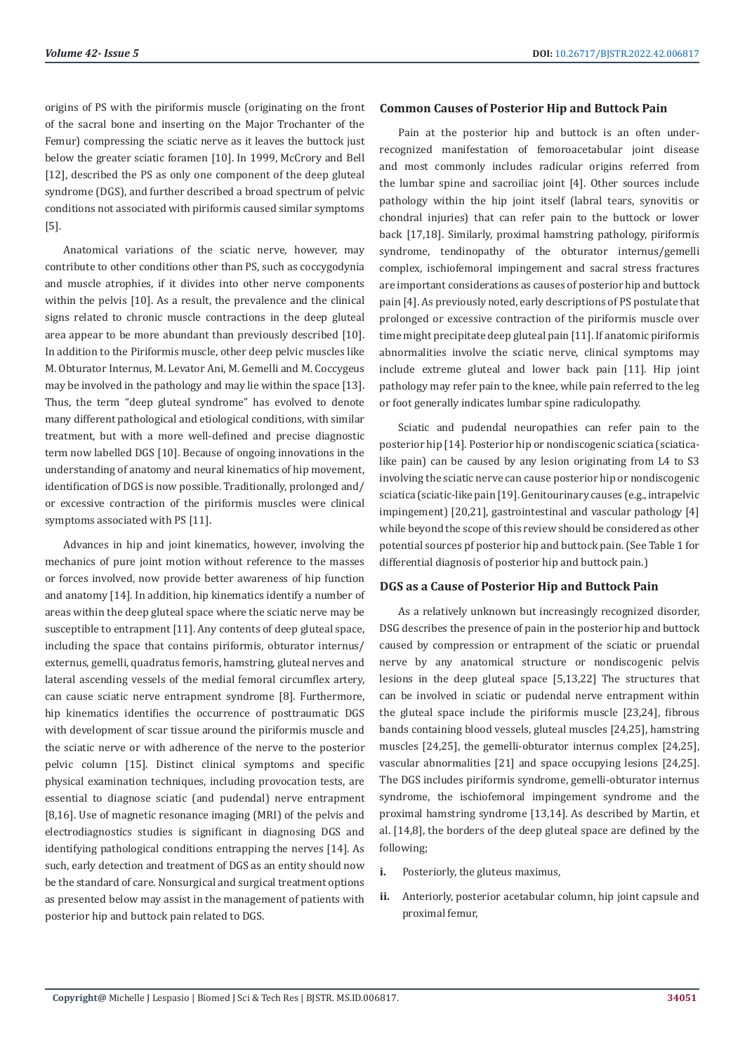origins of PS with the piriformis muscle (originating on the front of the sacral bone and inserting on the Major Trochanter of the Femur) compressing the sciatic nerve as it leaves the buttock just below the greater sciatic foramen [10]. In 1999, McCrory and Bell [12], described the PS as only one component of the deep gluteal syndrome (DGS), and further described a broad spectrum of pelvic conditions not associated with piriformis caused similar symptoms [5].

Anatomical variations of the sciatic nerve, however, may contribute to other conditions other than PS, such as coccygodynia and muscle atrophies, if it divides into other nerve components within the pelvis [10]. As a result, the prevalence and the clinical signs related to chronic muscle contractions in the deep gluteal area appear to be more abundant than previously described [10]. In addition to the Piriformis muscle, other deep pelvic muscles like M. Obturator Internus, M. Levator Ani, M. Gemelli and M. Coccygeus may be involved in the pathology and may lie within the space [13]. Thus, the term "deep gluteal syndrome" has evolved to denote many different pathological and etiological conditions, with similar treatment, but with a more well-defined and precise diagnostic term now labelled DGS [10]. Because of ongoing innovations in the understanding of anatomy and neural kinematics of hip movement, identification of DGS is now possible. Traditionally, prolonged and/or excessive contraction of the piriformis muscles were clinical symptoms associated with PS [11].

Advances in hip and joint kinematics, however, involving the mechanics of pure joint motion without reference to the masses or forces involved, now provide better awareness of hip function and anatomy [14]. In addition, hip kinematics identify a number of areas within the deep gluteal space where the sciatic nerve may be susceptible to entrapment [11]. Any contents of deep gluteal space, including the space that contains piriformis, obturator internus/externus, gemelli, quadratus femoris, hamstring, gluteal nerves and lateral ascending vessels of the medial femoral circumflex artery, can cause sciatic nerve entrapment syndrome [8]. Furthermore, hip kinematics identifies the occurrence of posttraumatic DGS with development of scar tissue around the piriformis muscle and the sciatic nerve or with adherence of the nerve to the posterior pelvic column [15]. Distinct clinical symptoms and specific physical examination techniques, including provocation tests, are essential to diagnose sciatic (and pudendal) nerve entrapment [8,16]. Use of magnetic resonance imaging (MRI) of the pelvis and electrodiagnostics studies is significant in diagnosing DGS and identifying pathological conditions entrapping the nerves [14]. As such, early detection and treatment of DGS as an entity should now be the standard of care. Nonsurgical and surgical treatment options as presented below may assist in the management of patients with posterior hip and buttock pain related to DGS.

## Common Causes of Posterior Hip and Buttock Pain

Pain at the posterior hip and buttock is an often under-recognized manifestation of femoroacetabular joint disease and most commonly includes radicular origins referred from the lumbar spine and sacroiliac joint [4]. Other sources include pathology within the hip joint itself (labral tears, synovitis or chondral injuries) that can refer pain to the buttock or lower back [17,18]. Similarly, proximal hamstring pathology, piriformis syndrome, tendinopathy of the obturator internus/gemelli complex, ischiofemoral impingement and sacral stress fractures are important considerations as causes of posterior hip and buttock pain [4]. As previously noted, early descriptions of PS postulate that prolonged or excessive contraction of the piriformis muscle over time might precipitate deep gluteal pain [11]. If anatomic piriformis abnormalities involve the sciatic nerve, clinical symptoms may include extreme gluteal and lower back pain [11]. Hip joint pathology may refer pain to the knee, while pain referred to the leg or foot generally indicates lumbar spine radiculopathy.

Sciatic and pudendal neuropathies can refer pain to the posterior hip [14]. Posterior hip or nondiscogenic sciatica (sciatica-like pain) can be caused by any lesion originating from L4 to S3 involving the sciatic nerve can cause posterior hip or nondiscogenic sciatica (sciatic-like pain [19]. Genitourinary causes (e.g., intrapelvic impingement) [20,21], gastrointestinal and vascular pathology [4] while beyond the scope of this review should be considered as other potential sources pf posterior hip and buttock pain. (See Table 1 for differential diagnosis of posterior hip and buttock pain.)

## DGS as a Cause of Posterior Hip and Buttock Pain

As a relatively unknown but increasingly recognized disorder, DSG describes the presence of pain in the posterior hip and buttock caused by compression or entrapment of the sciatic or pruendal nerve by any anatomical structure or nondiscogenic pelvis lesions in the deep gluteal space [5,13,22] The structures that can be involved in sciatic or pudendal nerve entrapment within the gluteal space include the piriformis muscle [23,24], fibrous bands containing blood vessels, gluteal muscles [24,25], hamstring muscles [24,25], the gemelli-obturator internus complex [24,25], vascular abnormalities [21] and space occupying lesions [24,25]. The DGS includes piriformis syndrome, gemelli-obturator internus syndrome, the ischiofemoral impingement syndrome and the proximal hamstring syndrome [13,14]. As described by Martin, et al. [14,8], the borders of the deep gluteal space are defined by the following;

i. Posteriorly, the gluteus maximus,

ii. Anteriorly, posterior acetabular column, hip joint capsule and proximal femur,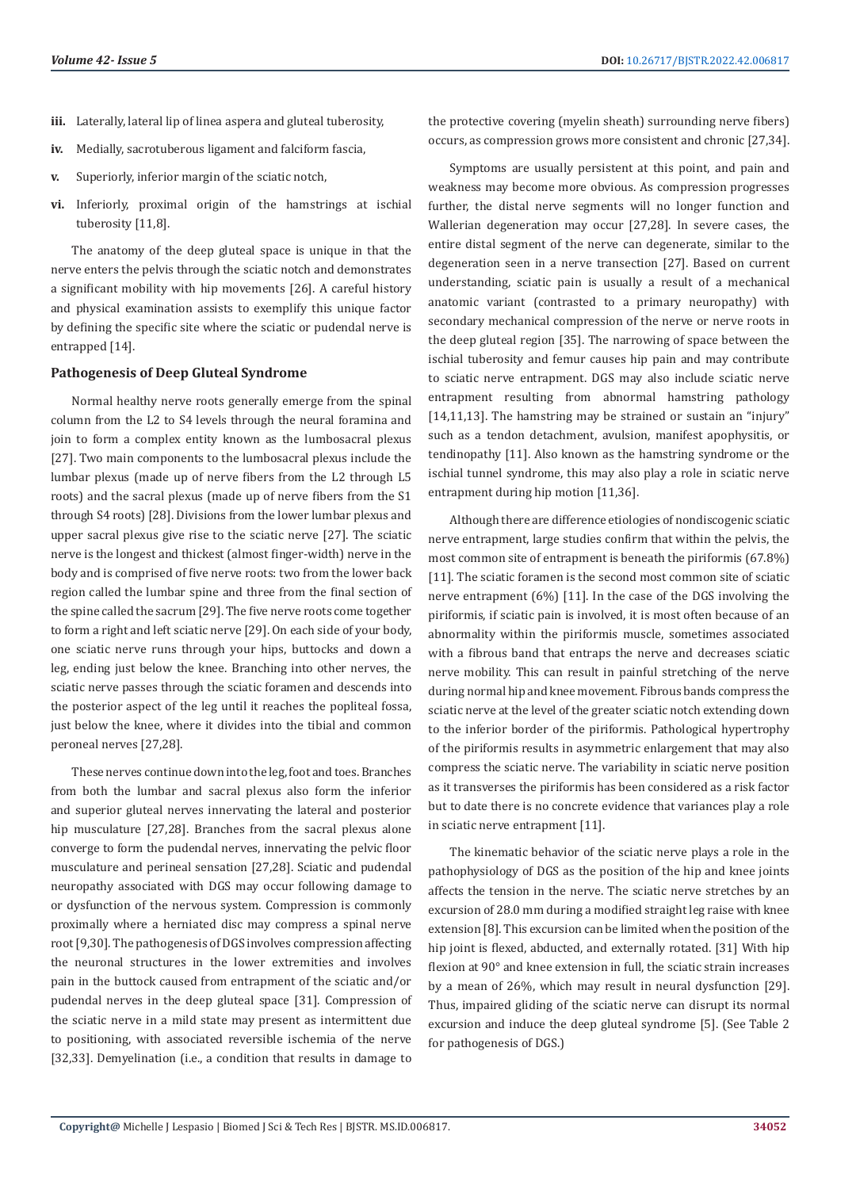iii. Laterally, lateral lip of linea aspera and gluteal tuberosity,

iv. Medially, sacrotuberous ligament and falciform fascia,

v. Superiorly, inferior margin of the sciatic notch,

vi. Inferiorly, proximal origin of the hamstrings at ischial tuberosity [11,8].

The anatomy of the deep gluteal space is unique in that the nerve enters the pelvis through the sciatic notch and demonstrates a significant mobility with hip movements [26]. A careful history and physical examination assists to exemplify this unique factor by defining the specific site where the sciatic or pudendal nerve is entrapped [14].

### Pathogenesis of Deep Gluteal Syndrome

Normal healthy nerve roots generally emerge from the spinal column from the L2 to S4 levels through the neural foramina and join to form a complex entity known as the lumbosacral plexus [27]. Two main components to the lumbosacral plexus include the lumbar plexus (made up of nerve fibers from the L2 through L5 roots) and the sacral plexus (made up of nerve fibers from the S1 through S4 roots) [28]. Divisions from the lower lumbar plexus and upper sacral plexus give rise to the sciatic nerve [27]. The sciatic nerve is the longest and thickest (almost finger-width) nerve in the body and is comprised of five nerve roots: two from the lower back region called the lumbar spine and three from the final section of the spine called the sacrum [29]. The five nerve roots come together to form a right and left sciatic nerve [29]. On each side of your body, one sciatic nerve runs through your hips, buttocks and down a leg, ending just below the knee. Branching into other nerves, the sciatic nerve passes through the sciatic foramen and descends into the posterior aspect of the leg until it reaches the popliteal fossa, just below the knee, where it divides into the tibial and common peroneal nerves [27,28].

These nerves continue down into the leg, foot and toes. Branches from both the lumbar and sacral plexus also form the inferior and superior gluteal nerves innervating the lateral and posterior hip musculature [27,28]. Branches from the sacral plexus alone converge to form the pudendal nerves, innervating the pelvic floor musculature and perineal sensation [27,28]. Sciatic and pudendal neuropathy associated with DGS may occur following damage to or dysfunction of the nervous system. Compression is commonly proximally where a herniated disc may compress a spinal nerve root [9,30]. The pathogenesis of DGS involves compression affecting the neuronal structures in the lower extremities and involves pain in the buttock caused from entrapment of the sciatic and/or pudendal nerves in the deep gluteal space [31]. Compression of the sciatic nerve in a mild state may present as intermittent due to positioning, with associated reversible ischemia of the nerve [32,33]. Demyelination (i.e., a condition that results in damage to the protective covering (myelin sheath) surrounding nerve fibers) occurs, as compression grows more consistent and chronic [27,34].

Symptoms are usually persistent at this point, and pain and weakness may become more obvious. As compression progresses further, the distal nerve segments will no longer function and Wallerian degeneration may occur [27,28]. In severe cases, the entire distal segment of the nerve can degenerate, similar to the degeneration seen in a nerve transection [27]. Based on current understanding, sciatic pain is usually a result of a mechanical anatomic variant (contrasted to a primary neuropathy) with secondary mechanical compression of the nerve or nerve roots in the deep gluteal region [35]. The narrowing of space between the ischial tuberosity and femur causes hip pain and may contribute to sciatic nerve entrapment. DGS may also include sciatic nerve entrapment resulting from abnormal hamstring pathology [14,11,13]. The hamstring may be strained or sustain an "injury" such as a tendon detachment, avulsion, manifest apophysitis, or tendinopathy [11]. Also known as the hamstring syndrome or the ischial tunnel syndrome, this may also play a role in sciatic nerve entrapment during hip motion [11,36].

Although there are difference etiologies of nondiscogenic sciatic nerve entrapment, large studies confirm that within the pelvis, the most common site of entrapment is beneath the piriformis (67.8%) [11]. The sciatic foramen is the second most common site of sciatic nerve entrapment (6%) [11]. In the case of the DGS involving the piriformis, if sciatic pain is involved, it is most often because of an abnormality within the piriformis muscle, sometimes associated with a fibrous band that entraps the nerve and decreases sciatic nerve mobility. This can result in painful stretching of the nerve during normal hip and knee movement. Fibrous bands compress the sciatic nerve at the level of the greater sciatic notch extending down to the inferior border of the piriformis. Pathological hypertrophy of the piriformis results in asymmetric enlargement that may also compress the sciatic nerve. The variability in sciatic nerve position as it transverses the piriformis has been considered as a risk factor but to date there is no concrete evidence that variances play a role in sciatic nerve entrapment [11].

The kinematic behavior of the sciatic nerve plays a role in the pathophysiology of DGS as the position of the hip and knee joints affects the tension in the nerve. The sciatic nerve stretches by an excursion of 28.0 mm during a modified straight leg raise with knee extension [8]. This excursion can be limited when the position of the hip joint is flexed, abducted, and externally rotated. [31] With hip flexion at 90° and knee extension in full, the sciatic strain increases by a mean of 26%, which may result in neural dysfunction [29]. Thus, impaired gliding of the sciatic nerve can disrupt its normal excursion and induce the deep gluteal syndrome [5]. (See Table 2 for pathogenesis of DGS.)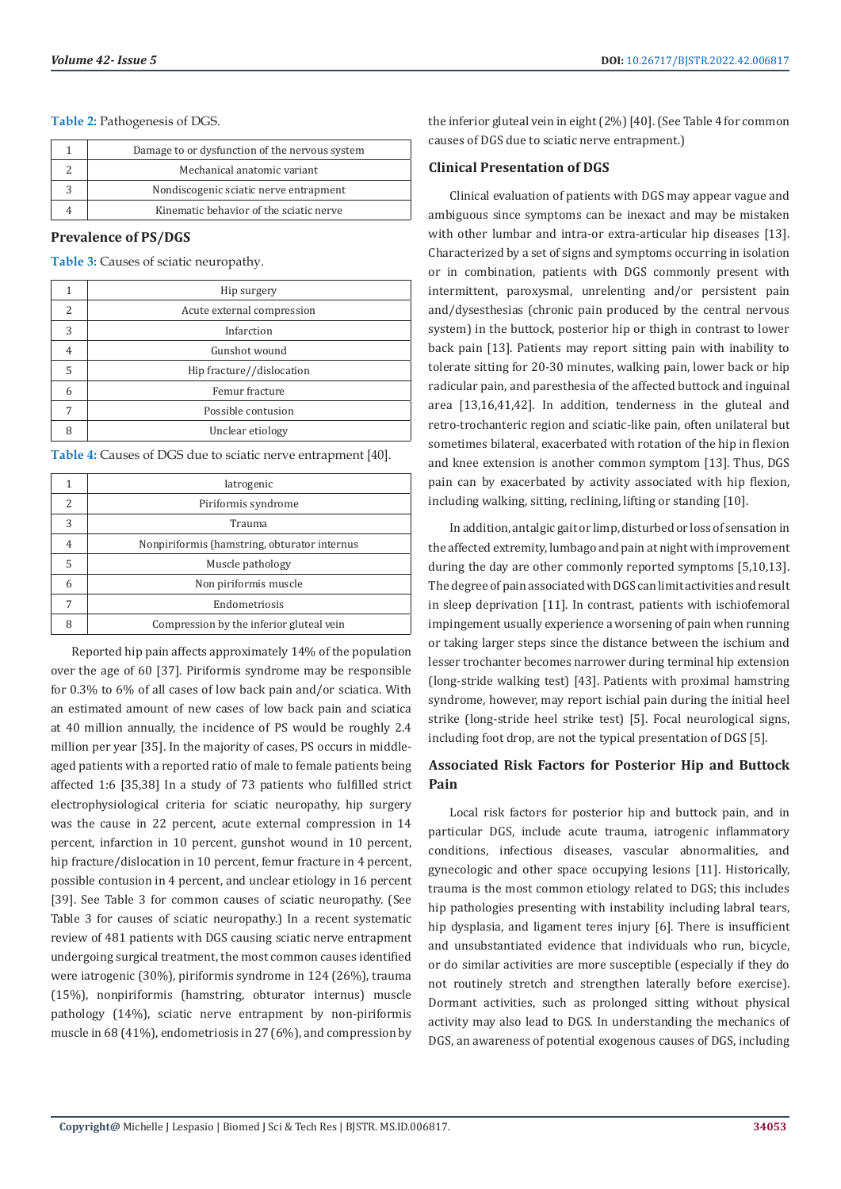**Table 2:** Pathogenesis of DGS.

| | |
|---|---|
| 1 | Damage to or dysfunction of the nervous system |
| 2 | Mechanical anatomic variant |
| 3 | Nondiscogenic sciatic nerve entrapment |
| 4 | Kinematic behavior of the sciatic nerve |

## Prevalence of PS/DGS

**Table 3:** Causes of sciatic neuropathy.

| | |
|---|---|
| 1 | Hip surgery |
| 2 | Acute external compression |
| 3 | Infarction |
| 4 | Gunshot wound |
| 5 | Hip fracture//dislocation |
| 6 | Femur fracture |
| 7 | Possible contusion |
| 8 | Unclear etiology |

**Table 4:** Causes of DGS due to sciatic nerve entrapment [40].

| | |
|---|---|
| 1 | Iatrogenic |
| 2 | Piriformis syndrome |
| 3 | Trauma |
| 4 | Nonpiriformis (hamstring, obturator internus |
| 5 | Muscle pathology |
| 6 | Non piriformis muscle |
| 7 | Endometriosis |
| 8 | Compression by the inferior gluteal vein |

Reported hip pain affects approximately 14% of the population over the age of 60 [37]. Piriformis syndrome may be responsible for 0.3% to 6% of all cases of low back pain and/or sciatica. With an estimated amount of new cases of low back pain and sciatica at 40 million annually, the incidence of PS would be roughly 2.4 million per year [35]. In the majority of cases, PS occurs in middle-aged patients with a reported ratio of male to female patients being affected 1:6 [35,38] In a study of 73 patients who fulfilled strict electrophysiological criteria for sciatic neuropathy, hip surgery was the cause in 22 percent, acute external compression in 14 percent, infarction in 10 percent, gunshot wound in 10 percent, hip fracture/dislocation in 10 percent, femur fracture in 4 percent, possible contusion in 4 percent, and unclear etiology in 16 percent [39]. See Table 3 for common causes of sciatic neuropathy. (See Table 3 for causes of sciatic neuropathy.) In a recent systematic review of 481 patients with DGS causing sciatic nerve entrapment undergoing surgical treatment, the most common causes identified were iatrogenic (30%), piriformis syndrome in 124 (26%), trauma (15%), nonpiriformis (hamstring, obturator internus) muscle pathology (14%), sciatic nerve entrapment by non-piriformis muscle in 68 (41%), endometriosis in 27 (6%), and compression by the inferior gluteal vein in eight (2%) [40]. (See Table 4 for common causes of DGS due to sciatic nerve entrapment.)

## Clinical Presentation of DGS

Clinical evaluation of patients with DGS may appear vague and ambiguous since symptoms can be inexact and may be mistaken with other lumbar and intra-or extra-articular hip diseases [13]. Characterized by a set of signs and symptoms occurring in isolation or in combination, patients with DGS commonly present with intermittent, paroxysmal, unrelenting and/or persistent pain and/dysesthesias (chronic pain produced by the central nervous system) in the buttock, posterior hip or thigh in contrast to lower back pain [13]. Patients may report sitting pain with inability to tolerate sitting for 20-30 minutes, walking pain, lower back or hip radicular pain, and paresthesia of the affected buttock and inguinal area [13,16,41,42]. In addition, tenderness in the gluteal and retro-trochanteric region and sciatic-like pain, often unilateral but sometimes bilateral, exacerbated with rotation of the hip in flexion and knee extension is another common symptom [13]. Thus, DGS pain can by exacerbated by activity associated with hip flexion, including walking, sitting, reclining, lifting or standing [10].

In addition, antalgic gait or limp, disturbed or loss of sensation in the affected extremity, lumbago and pain at night with improvement during the day are other commonly reported symptoms [5,10,13]. The degree of pain associated with DGS can limit activities and result in sleep deprivation [11]. In contrast, patients with ischiofemoral impingement usually experience a worsening of pain when running or taking larger steps since the distance between the ischium and lesser trochanter becomes narrower during terminal hip extension (long-stride walking test) [43]. Patients with proximal hamstring syndrome, however, may report ischial pain during the initial heel strike (long-stride heel strike test) [5]. Focal neurological signs, including foot drop, are not the typical presentation of DGS [5].

## Associated Risk Factors for Posterior Hip and Buttock Pain

Local risk factors for posterior hip and buttock pain, and in particular DGS, include acute trauma, iatrogenic inflammatory conditions, infectious diseases, vascular abnormalities, and gynecologic and other space occupying lesions [11]. Historically, trauma is the most common etiology related to DGS; this includes hip pathologies presenting with instability including labral tears, hip dysplasia, and ligament teres injury [6]. There is insufficient and unsubstantiated evidence that individuals who run, bicycle, or do similar activities are more susceptible (especially if they do not routinely stretch and strengthen laterally before exercise). Dormant activities, such as prolonged sitting without physical activity may also lead to DGS. In understanding the mechanics of DGS, an awareness of potential exogenous causes of DGS, including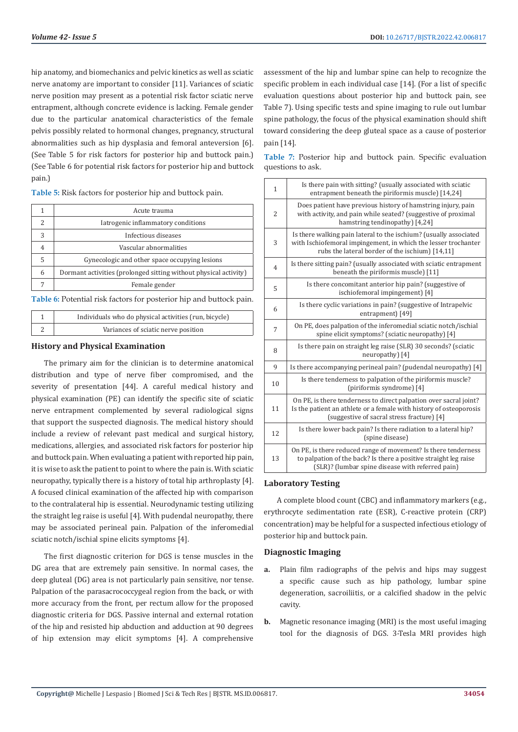hip anatomy, and biomechanics and pelvic kinetics as well as sciatic nerve anatomy are important to consider [11]. Variances of sciatic nerve position may present as a potential risk factor sciatic nerve entrapment, although concrete evidence is lacking. Female gender due to the particular anatomical characteristics of the female pelvis possibly related to hormonal changes, pregnancy, structural abnormalities such as hip dysplasia and femoral anteversion [6]. (See Table 5 for risk factors for posterior hip and buttock pain.) (See Table 6 for potential risk factors for posterior hip and buttock pain.)

**Table 5:** Risk factors for posterior hip and buttock pain.

| | |
|---|---|
| 1 | Acute trauma |
| 2 | Iatrogenic inflammatory conditions |
| 3 | Infectious diseases |
| 4 | Vascular abnormalities |
| 5 | Gynecologic and other space occupying lesions |
| 6 | Dormant activities (prolonged sitting without physical activity) |
| 7 | Female gender |

**Table 6:** Potential risk factors for posterior hip and buttock pain.

| | |
|---|---|
| 1 | Individuals who do physical activities (run, bicycle) |
| 2 | Variances of sciatic nerve position |

## History and Physical Examination

The primary aim for the clinician is to determine anatomical distribution and type of nerve fiber compromised, and the severity of presentation [44]. A careful medical history and physical examination (PE) can identify the specific site of sciatic nerve entrapment complemented by several radiological signs that support the suspected diagnosis. The medical history should include a review of relevant past medical and surgical history, medications, allergies, and associated risk factors for posterior hip and buttock pain. When evaluating a patient with reported hip pain, it is wise to ask the patient to point to where the pain is. With sciatic neuropathy, typically there is a history of total hip arthroplasty [4]. A focused clinical examination of the affected hip with comparison to the contralateral hip is essential. Neurodynamic testing utilizing the straight leg raise is useful [4]. With pudendal neuropathy, there may be associated perineal pain. Palpation of the inferomedial sciatic notch/ischial spine elicits symptoms [4].

The first diagnostic criterion for DGS is tense muscles in the DG area that are extremely pain sensitive. In normal cases, the deep gluteal (DG) area is not particularly pain sensitive, nor tense. Palpation of the parasacrococcygeal region from the back, or with more accuracy from the front, per rectum allow for the proposed diagnostic criteria for DGS. Passive internal and external rotation of the hip and resisted hip abduction and adduction at 90 degrees of hip extension may elicit symptoms [4]. A comprehensive assessment of the hip and lumbar spine can help to recognize the specific problem in each individual case [14]. (For a list of specific evaluation questions about posterior hip and buttock pain, see Table 7). Using specific tests and spine imaging to rule out lumbar spine pathology, the focus of the physical examination should shift toward considering the deep gluteal space as a cause of posterior pain [14].

**Table 7:** Posterior hip and buttock pain. Specific evaluation questions to ask.

| | |
|---|---|
| 1 | Is there pain with sitting? (usually associated with sciatic entrapment beneath the piriformis muscle) [14,24] |
| 2 | Does patient have previous history of hamstring injury, pain with activity, and pain while seated? (suggestive of proximal hamstring tendinopathy) [4,24] |
| 3 | Is there walking pain lateral to the ischium? (usually associated with Ischiofemoral impingement, in which the lesser trochanter rubs the lateral border of the ischium) [14,11] |
| 4 | Is there sitting pain? (usually associated with sciatic entrapment beneath the piriformis muscle) [11] |
| 5 | Is there concomitant anterior hip pain? (suggestive of ischiofemoral impingement) [4] |
| 6 | Is there cyclic variations in pain? (suggestive of Intrapelvic entrapment) [49] |
| 7 | On PE, does palpation of the inferomedial sciatic notch/ischial spine elicit symptoms? (sciatic neuropathy) [4] |
| 8 | Is there pain on straight leg raise (SLR) 30 seconds? (sciatic neuropathy) [4] |
| 9 | Is there accompanying perineal pain? (pudendal neuropathy) [4] |
| 10 | Is there tenderness to palpation of the piriformis muscle? (piriformis syndrome) [4] |
| 11 | On PE, is there tenderness to direct palpation over sacral joint? Is the patient an athlete or a female with history of osteoporosis (suggestive of sacral stress fracture) [4] |
| 12 | Is there lower back pain? Is there radiation to a lateral hip? (spine disease) |
| 13 | On PE, is there reduced range of movement? Is there tenderness to palpation of the back? Is there a positive straight leg raise (SLR)? (lumbar spine disease with referred pain) |

## Laboratory Testing

A complete blood count (CBC) and inflammatory markers (e.g., erythrocyte sedimentation rate (ESR), C-reactive protein (CRP) concentration) may be helpful for a suspected infectious etiology of posterior hip and buttock pain.

## Diagnostic Imaging

a. Plain film radiographs of the pelvis and hips may suggest a specific cause such as hip pathology, lumbar spine degeneration, sacroiliitis, or a calcified shadow in the pelvic cavity.

b. Magnetic resonance imaging (MRI) is the most useful imaging tool for the diagnosis of DGS. 3-Tesla MRI provides high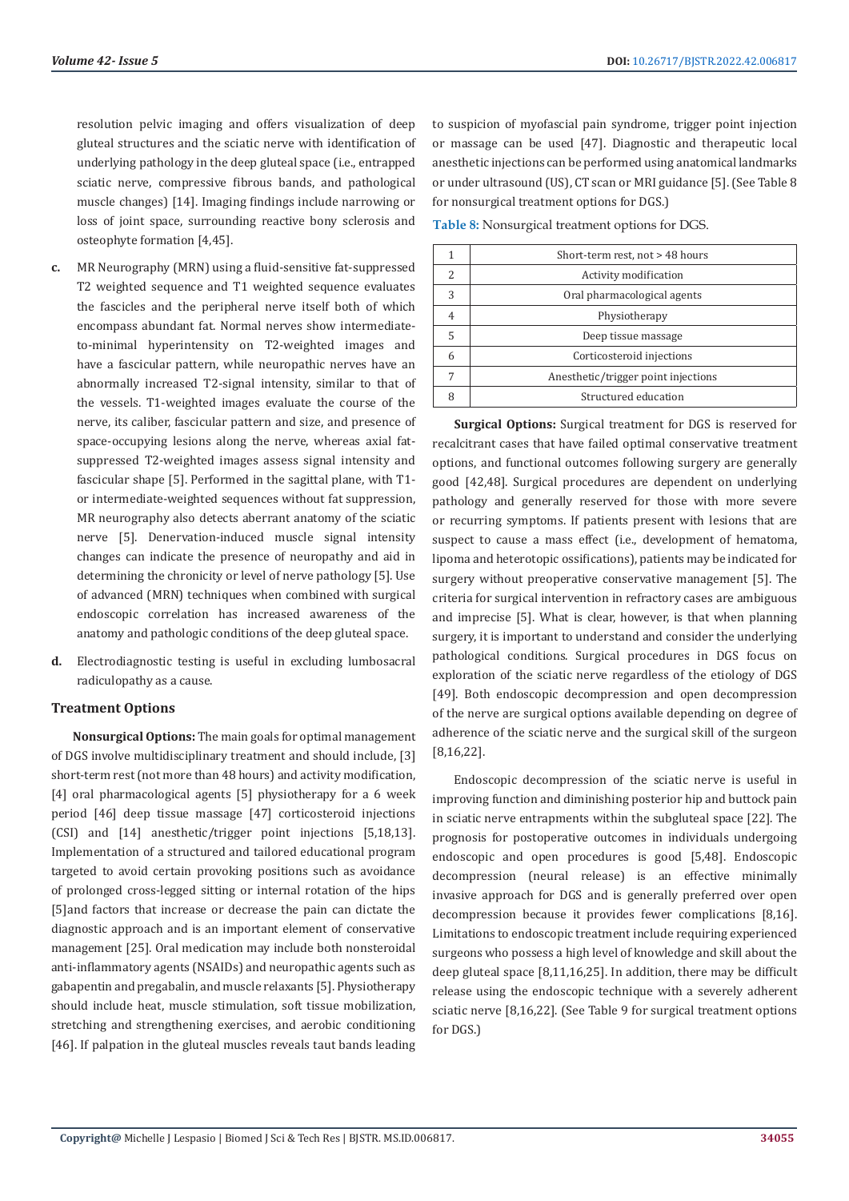resolution pelvic imaging and offers visualization of deep gluteal structures and the sciatic nerve with identification of underlying pathology in the deep gluteal space (i.e., entrapped sciatic nerve, compressive fibrous bands, and pathological muscle changes) [14]. Imaging findings include narrowing or loss of joint space, surrounding reactive bony sclerosis and osteophyte formation [4,45].

**c.** MR Neurography (MRN) using a fluid-sensitive fat-suppressed T2 weighted sequence and T1 weighted sequence evaluates the fascicles and the peripheral nerve itself both of which encompass abundant fat. Normal nerves show intermediate-to-minimal hyperintensity on T2-weighted images and have a fascicular pattern, while neuropathic nerves have an abnormally increased T2-signal intensity, similar to that of the vessels. T1-weighted images evaluate the course of the nerve, its caliber, fascicular pattern and size, and presence of space-occupying lesions along the nerve, whereas axial fat-suppressed T2-weighted images assess signal intensity and fascicular shape [5]. Performed in the sagittal plane, with T1- or intermediate-weighted sequences without fat suppression, MR neurography also detects aberrant anatomy of the sciatic nerve [5]. Denervation-induced muscle signal intensity changes can indicate the presence of neuropathy and aid in determining the chronicity or level of nerve pathology [5]. Use of advanced (MRN) techniques when combined with surgical endoscopic correlation has increased awareness of the anatomy and pathologic conditions of the deep gluteal space.

**d.** Electrodiagnostic testing is useful in excluding lumbosacral radiculopathy as a cause.

## Treatment Options

**Nonsurgical Options:** The main goals for optimal management of DGS involve multidisciplinary treatment and should include, [3] short-term rest (not more than 48 hours) and activity modification, [4] oral pharmacological agents [5] physiotherapy for a 6 week period [46] deep tissue massage [47] corticosteroid injections (CSI) and [14] anesthetic/trigger point injections [5,18,13]. Implementation of a structured and tailored educational program targeted to avoid certain provoking positions such as avoidance of prolonged cross-legged sitting or internal rotation of the hips [5]and factors that increase or decrease the pain can dictate the diagnostic approach and is an important element of conservative management [25]. Oral medication may include both nonsteroidal anti-inflammatory agents (NSAIDs) and neuropathic agents such as gabapentin and pregabalin, and muscle relaxants [5]. Physiotherapy should include heat, muscle stimulation, soft tissue mobilization, stretching and strengthening exercises, and aerobic conditioning [46]. If palpation in the gluteal muscles reveals taut bands leading to suspicion of myofascial pain syndrome, trigger point injection or massage can be used [47]. Diagnostic and therapeutic local anesthetic injections can be performed using anatomical landmarks or under ultrasound (US), CT scan or MRI guidance [5]. (See Table 8 for nonsurgical treatment options for DGS.)

**Table 8:** Nonsurgical treatment options for DGS.

| | |
|---|---|
| 1 | Short-term rest, not > 48 hours |
| 2 | Activity modification |
| 3 | Oral pharmacological agents |
| 4 | Physiotherapy |
| 5 | Deep tissue massage |
| 6 | Corticosteroid injections |
| 7 | Anesthetic/trigger point injections |
| 8 | Structured education |

**Surgical Options:** Surgical treatment for DGS is reserved for recalcitrant cases that have failed optimal conservative treatment options, and functional outcomes following surgery are generally good [42,48]. Surgical procedures are dependent on underlying pathology and generally reserved for those with more severe or recurring symptoms. If patients present with lesions that are suspect to cause a mass effect (i.e., development of hematoma, lipoma and heterotopic ossifications), patients may be indicated for surgery without preoperative conservative management [5]. The criteria for surgical intervention in refractory cases are ambiguous and imprecise [5]. What is clear, however, is that when planning surgery, it is important to understand and consider the underlying pathological conditions. Surgical procedures in DGS focus on exploration of the sciatic nerve regardless of the etiology of DGS [49]. Both endoscopic decompression and open decompression of the nerve are surgical options available depending on degree of adherence of the sciatic nerve and the surgical skill of the surgeon [8,16,22].

Endoscopic decompression of the sciatic nerve is useful in improving function and diminishing posterior hip and buttock pain in sciatic nerve entrapments within the subgluteal space [22]. The prognosis for postoperative outcomes in individuals undergoing endoscopic and open procedures is good [5,48]. Endoscopic decompression (neural release) is an effective minimally invasive approach for DGS and is generally preferred over open decompression because it provides fewer complications [8,16]. Limitations to endoscopic treatment include requiring experienced surgeons who possess a high level of knowledge and skill about the deep gluteal space [8,11,16,25]. In addition, there may be difficult release using the endoscopic technique with a severely adherent sciatic nerve [8,16,22]. (See Table 9 for surgical treatment options for DGS.)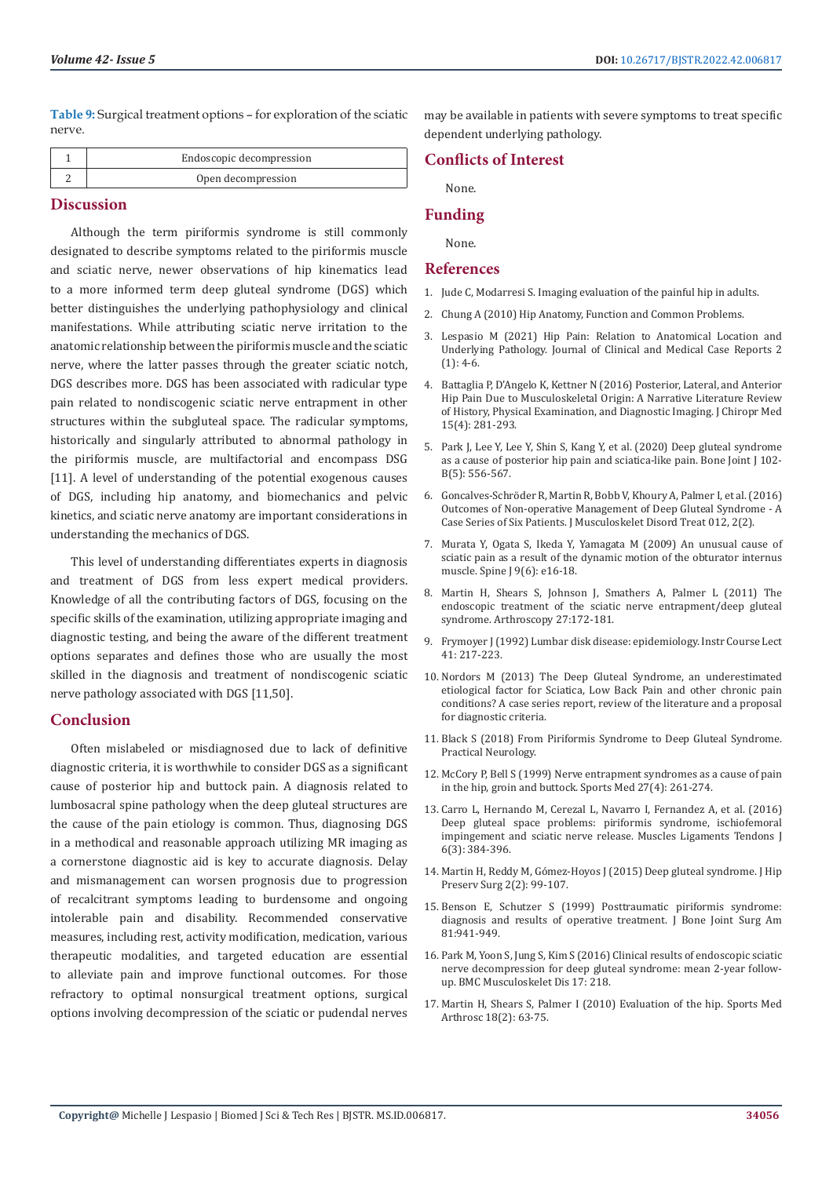**Table 9:** Surgical treatment options – for exploration of the sciatic nerve.

| | |
|---|---|
| 1 | Endoscopic decompression |
| 2 | Open decompression |

## Discussion

Although the term piriformis syndrome is still commonly designated to describe symptoms related to the piriformis muscle and sciatic nerve, newer observations of hip kinematics lead to a more informed term deep gluteal syndrome (DGS) which better distinguishes the underlying pathophysiology and clinical manifestations. While attributing sciatic nerve irritation to the anatomic relationship between the piriformis muscle and the sciatic nerve, where the latter passes through the greater sciatic notch, DGS describes more. DGS has been associated with radicular type pain related to nondiscogenic sciatic nerve entrapment in other structures within the subgluteal space. The radicular symptoms, historically and singularly attributed to abnormal pathology in the piriformis muscle, are multifactorial and encompass DSG [11]. A level of understanding of the potential exogenous causes of DGS, including hip anatomy, and biomechanics and pelvic kinetics, and sciatic nerve anatomy are important considerations in understanding the mechanics of DGS.

This level of understanding differentiates experts in diagnosis and treatment of DGS from less expert medical providers. Knowledge of all the contributing factors of DGS, focusing on the specific skills of the examination, utilizing appropriate imaging and diagnostic testing, and being the aware of the different treatment options separates and defines those who are usually the most skilled in the diagnosis and treatment of nondiscogenic sciatic nerve pathology associated with DGS [11,50].

## Conclusion

Often mislabeled or misdiagnosed due to lack of definitive diagnostic criteria, it is worthwhile to consider DGS as a significant cause of posterior hip and buttock pain. A diagnosis related to lumbosacral spine pathology when the deep gluteal structures are the cause of the pain etiology is common. Thus, diagnosing DGS in a methodical and reasonable approach utilizing MR imaging as a cornerstone diagnostic aid is key to accurate diagnosis. Delay and mismanagement can worsen prognosis due to progression of recalcitrant symptoms leading to burdensome and ongoing intolerable pain and disability. Recommended conservative measures, including rest, activity modification, medication, various therapeutic modalities, and targeted education are essential to alleviate pain and improve functional outcomes. For those refractory to optimal nonsurgical treatment options, surgical options involving decompression of the sciatic or pudendal nerves may be available in patients with severe symptoms to treat specific dependent underlying pathology.

## Conflicts of Interest

None.

## Funding

None.

## References

1. Jude C, Modarresi S. Imaging evaluation of the painful hip in adults.
2. Chung A (2010) Hip Anatomy, Function and Common Problems.
3. Lespasio M (2021) Hip Pain: Relation to Anatomical Location and Underlying Pathology. Journal of Clinical and Medical Case Reports 2 (1): 4-6.
4. Battaglia P, D'Angelo K, Kettner N (2016) Posterior, Lateral, and Anterior Hip Pain Due to Musculoskeletal Origin: A Narrative Literature Review of History, Physical Examination, and Diagnostic Imaging. J Chiropr Med 15(4): 281-293.
5. Park J, Lee Y, Lee Y, Shin S, Kang Y, et al. (2020) Deep gluteal syndrome as a cause of posterior hip pain and sciatica-like pain. Bone Joint J 102-B(5): 556-567.
6. Goncalves-Schröder R, Martin R, Bobb V, Khoury A, Palmer I, et al. (2016) Outcomes of Non-operative Management of Deep Gluteal Syndrome - A Case Series of Six Patients. J Musculoskelet Disord Treat 012, 2(2).
7. Murata Y, Ogata S, Ikeda Y, Yamagata M (2009) An unusual cause of sciatic pain as a result of the dynamic motion of the obturator internus muscle. Spine J 9(6): e16-18.
8. Martin H, Shears S, Johnson J, Smathers A, Palmer L (2011) The endoscopic treatment of the sciatic nerve entrapment/deep gluteal syndrome. Arthroscopy 27:172-181.
9. Frymoyer J (1992) Lumbar disk disease: epidemiology. Instr Course Lect 41: 217-223.
10. Nordors M (2013) The Deep Gluteal Syndrome, an underestimated etiological factor for Sciatica, Low Back Pain and other chronic pain conditions? A case series report, review of the literature and a proposal for diagnostic criteria.
11. Black S (2018) From Piriformis Syndrome to Deep Gluteal Syndrome. Practical Neurology.
12. McCory P, Bell S (1999) Nerve entrapment syndromes as a cause of pain in the hip, groin and buttock. Sports Med 27(4): 261-274.
13. Carro L, Hernando M, Cerezal L, Navarro I, Fernandez A, et al. (2016) Deep gluteal space problems: piriformis syndrome, ischiofemoral impingement and sciatic nerve release. Muscles Ligaments Tendons J 6(3): 384-396.
14. Martin H, Reddy M, Gómez-Hoyos J (2015) Deep gluteal syndrome. J Hip Preserv Surg 2(2): 99-107.
15. Benson E, Schutzer S (1999) Posttraumatic piriformis syndrome: diagnosis and results of operative treatment. J Bone Joint Surg Am 81:941-949.
16. Park M, Yoon S, Jung S, Kim S (2016) Clinical results of endoscopic sciatic nerve decompression for deep gluteal syndrome: mean 2-year follow-up. BMC Musculoskelet Dis 17: 218.
17. Martin H, Shears S, Palmer I (2010) Evaluation of the hip. Sports Med Arthrosc 18(2): 63-75.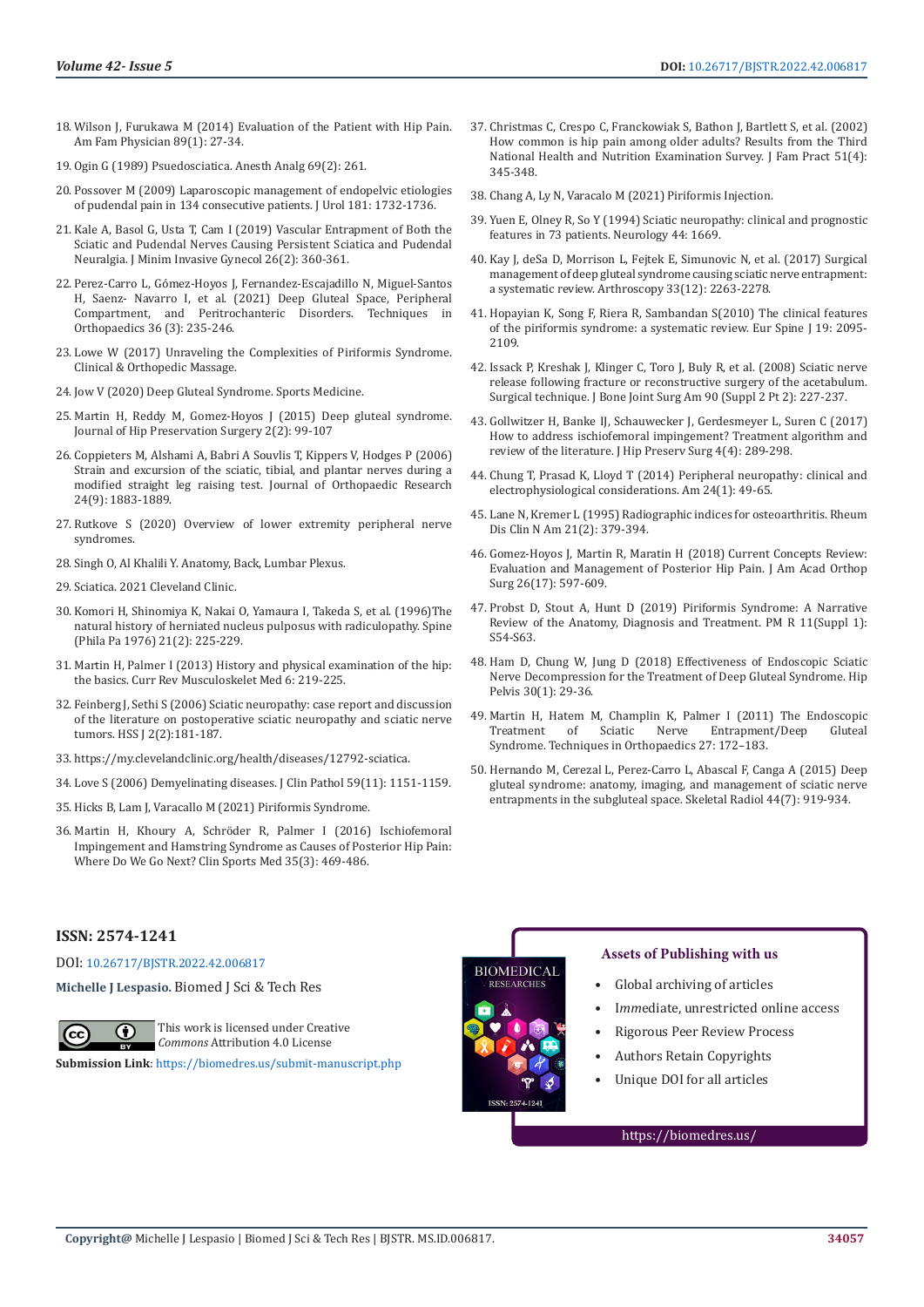18. Wilson J, Furukawa M (2014) Evaluation of the Patient with Hip Pain. Am Fam Physician 89(1): 27-34.
19. Ogin G (1989) Psuedosciatica. Anesth Analg 69(2): 261.
20. Possover M (2009) Laparoscopic management of endopelvic etiologies of pudendal pain in 134 consecutive patients. J Urol 181: 1732-1736.
21. Kale A, Basol G, Usta T, Cam I (2019) Vascular Entrapment of Both the Sciatic and Pudendal Nerves Causing Persistent Sciatica and Pudendal Neuralgia. J Minim Invasive Gynecol 26(2): 360-361.
22. Perez-Carro L, Gómez-Hoyos J, Fernandez-Escajadillo N, Miguel-Santos H, Saenz- Navarro I, et al. (2021) Deep Gluteal Space, Peripheral Compartment, and Peritrochanteric Disorders. Techniques in Orthopaedics 36 (3): 235-246.
23. Lowe W (2017) Unraveling the Complexities of Piriformis Syndrome. Clinical & Orthopedic Massage.
24. Jow V (2020) Deep Gluteal Syndrome. Sports Medicine.
25. Martin H, Reddy M, Gomez-Hoyos J (2015) Deep gluteal syndrome. Journal of Hip Preservation Surgery 2(2): 99-107
26. Coppieters M, Alshami A, Babri A Souvlis T, Kippers V, Hodges P (2006) Strain and excursion of the sciatic, tibial, and plantar nerves during a modified straight leg raising test. Journal of Orthopaedic Research 24(9): 1883-1889.
27. Rutkove S (2020) Overview of lower extremity peripheral nerve syndromes.
28. Singh O, Al Khalili Y. Anatomy, Back, Lumbar Plexus.
29. Sciatica. 2021 Cleveland Clinic.
30. Komori H, Shinomiya K, Nakai O, Yamaura I, Takeda S, et al. (1996)The natural history of herniated nucleus pulposus with radiculopathy. Spine (Phila Pa 1976) 21(2): 225-229.
31. Martin H, Palmer I (2013) History and physical examination of the hip: the basics. Curr Rev Musculoskelet Med 6: 219-225.
32. Feinberg J, Sethi S (2006) Sciatic neuropathy: case report and discussion of the literature on postoperative sciatic neuropathy and sciatic nerve tumors. HSS J 2(2):181-187.
33. https://my.clevelandclinic.org/health/diseases/12792-sciatica.
34. Love S (2006) Demyelinating diseases. J Clin Pathol 59(11): 1151-1159.
35. Hicks B, Lam J, Varacallo M (2021) Piriformis Syndrome.
36. Martin H, Khoury A, Schröder R, Palmer I (2016) Ischiofemoral Impingement and Hamstring Syndrome as Causes of Posterior Hip Pain: Where Do We Go Next? Clin Sports Med 35(3): 469-486.
37. Christmas C, Crespo C, Franckowiak S, Bathon J, Bartlett S, et al. (2002) How common is hip pain among older adults? Results from the Third National Health and Nutrition Examination Survey. J Fam Pract 51(4): 345-348.
38. Chang A, Ly N, Varacalo M (2021) Piriformis Injection.
39. Yuen E, Olney R, So Y (1994) Sciatic neuropathy: clinical and prognostic features in 73 patients. Neurology 44: 1669.
40. Kay J, deSa D, Morrison L, Fejtek E, Simunovic N, et al. (2017) Surgical management of deep gluteal syndrome causing sciatic nerve entrapment: a systematic review. Arthroscopy 33(12): 2263-2278.
41. Hopayian K, Song F, Riera R, Sambandan S(2010) The clinical features of the piriformis syndrome: a systematic review. Eur Spine J 19: 2095-2109.
42. Issack P, Kreshak J, Klinger C, Toro J, Buly R, et al. (2008) Sciatic nerve release following fracture or reconstructive surgery of the acetabulum. Surgical technique. J Bone Joint Surg Am 90 (Suppl 2 Pt 2): 227-237.
43. Gollwitzer H, Banke IJ, Schauwecker J, Gerdesmeyer L, Suren C (2017) How to address ischiofemoral impingement? Treatment algorithm and review of the literature. J Hip Preserv Surg 4(4): 289-298.
44. Chung T, Prasad K, Lloyd T (2014) Peripheral neuropathy: clinical and electrophysiological considerations. Am 24(1): 49-65.
45. Lane N, Kremer L (1995) Radiographic indices for osteoarthritis. Rheum Dis Clin N Am 21(2): 379-394.
46. Gomez-Hoyos J, Martin R, Maratin H (2018) Current Concepts Review: Evaluation and Management of Posterior Hip Pain. J Am Acad Orthop Surg 26(17): 597-609.
47. Probst D, Stout A, Hunt D (2019) Piriformis Syndrome: A Narrative Review of the Anatomy, Diagnosis and Treatment. PM R 11(Suppl 1): S54-S63.
48. Ham D, Chung W, Jung D (2018) Effectiveness of Endoscopic Sciatic Nerve Decompression for the Treatment of Deep Gluteal Syndrome. Hip Pelvis 30(1): 29-36.
49. Martin H, Hatem M, Champlin K, Palmer I (2011) The Endoscopic Treatment of Sciatic Nerve Entrapment/Deep Gluteal Syndrome. Techniques in Orthopaedics 27: 172–183.
50. Hernando M, Cerezal L, Perez-Carro L, Abascal F, Canga A (2015) Deep gluteal syndrome: anatomy, imaging, and management of sciatic nerve entrapments in the subgluteal space. Skeletal Radiol 44(7): 919-934.

**ISSN: 2574-1241**

DOI: 10.26717/BJSTR.2022.42.006817

**Michelle J Lespasio.** Biomed J Sci & Tech Res

This work is licensed under Creative *Commons* Attribution 4.0 License

**Submission Link**: https://biomedres.us/submit-manuscript.php

**Assets of Publishing with us**

- Global archiving of articles
- Immediate, unrestricted online access
- Rigorous Peer Review Process
- Authors Retain Copyrights
- Unique DOI for all articles

https://biomedres.us/